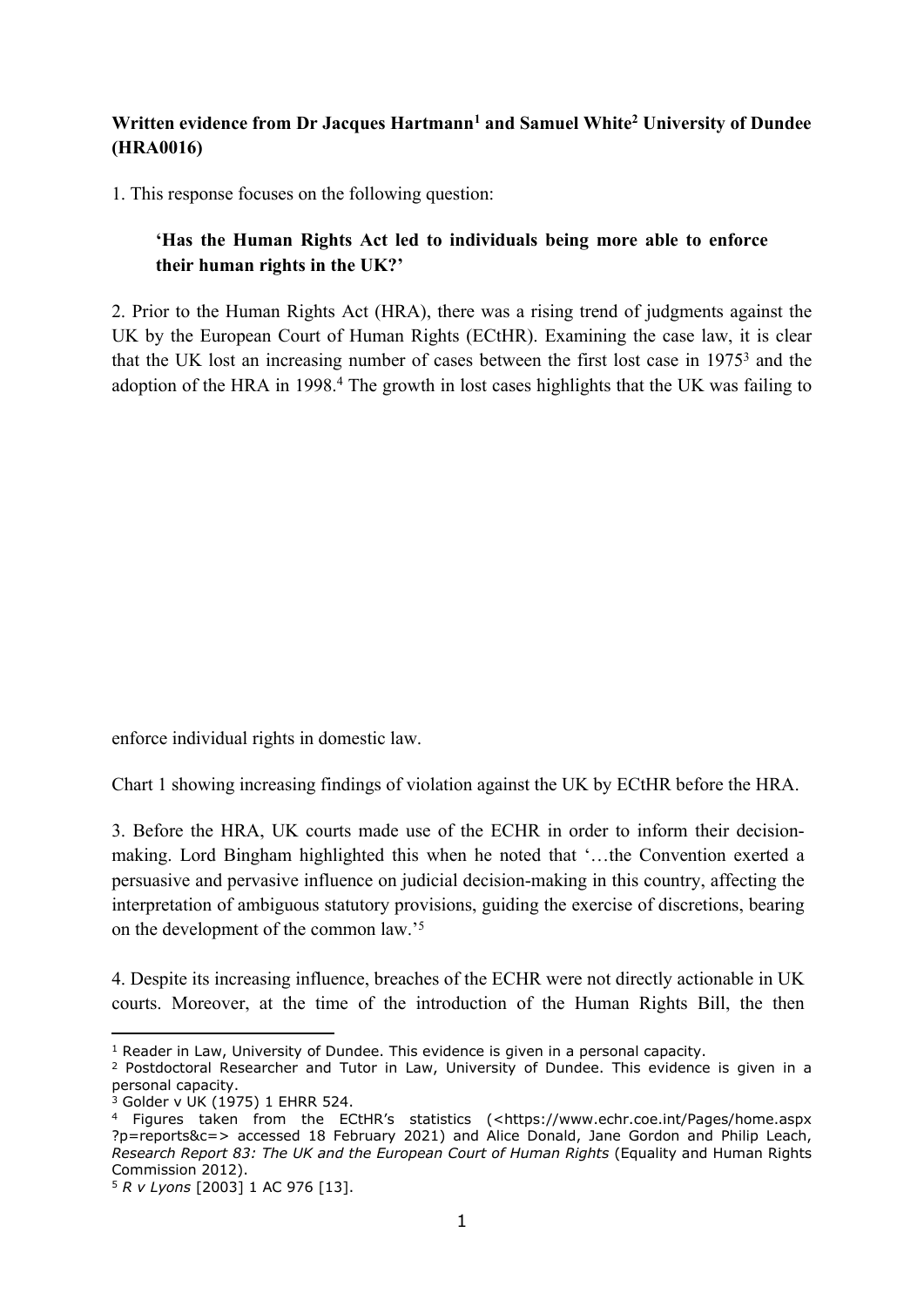**Written evidence from Dr Jacques Hartmann[1] and Samuel White[2] University of Dundee (HRA0016)**

1. This response focuses on the following question:

> **'Has the Human Rights Act led to individuals being more able to enforce their human rights in the UK?'**

2. Prior to the Human Rights Act (HRA), there was a rising trend of judgments against the UK by the European Court of Human Rights (ECtHR). Examining the case law, it is clear that the UK lost an increasing number of cases between the first lost case in 1975[3] and the adoption of the HRA in 1998.[4] The growth in lost cases highlights that the UK was failing to enforce individual rights in domestic law.

Chart 1 showing increasing findings of violation against the UK by ECtHR before the HRA.

3. Before the HRA, UK courts made use of the ECHR in order to inform their decision-making. Lord Bingham highlighted this when he noted that '…the Convention exerted a persuasive and pervasive influence on judicial decision-making in this country, affecting the interpretation of ambiguous statutory provisions, guiding the exercise of discretions, bearing on the development of the common law.'[5]

4. Despite its increasing influence, breaches of the ECHR were not directly actionable in UK courts. Moreover, at the time of the introduction of the Human Rights Bill, the then

---

[1] Reader in Law, University of Dundee. This evidence is given in a personal capacity.

[2] Postdoctoral Researcher and Tutor in Law, University of Dundee. This evidence is given in a personal capacity.

[3] Golder v UK (1975) 1 EHRR 524.

[4] Figures taken from the ECtHR's statistics (<https://www.echr.coe.int/Pages/home.aspx?p=reports&c=> accessed 18 February 2021) and Alice Donald, Jane Gordon and Philip Leach, *Research Report 83: The UK and the European Court of Human Rights* (Equality and Human Rights Commission 2012).

[5] *R v Lyons* [2003] 1 AC 976 [13].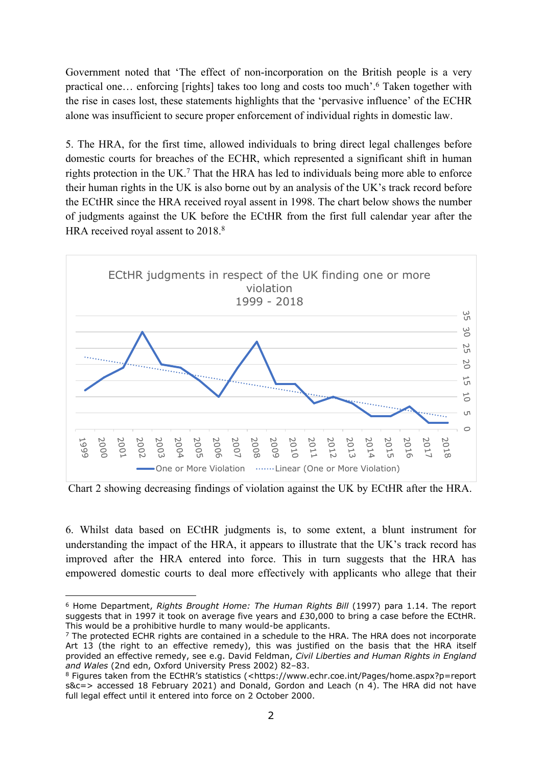Government noted that 'The effect of non-incorporation on the British people is a very practical one… enforcing [rights] takes too long and costs too much'.[6] Taken together with the rise in cases lost, these statements highlights that the 'pervasive influence' of the ECHR alone was insufficient to secure proper enforcement of individual rights in domestic law.

5. The HRA, for the first time, allowed individuals to bring direct legal challenges before domestic courts for breaches of the ECHR, which represented a significant shift in human rights protection in the UK.[7] That the HRA has led to individuals being more able to enforce their human rights in the UK is also borne out by an analysis of the UK's track record before the ECtHR since the HRA received royal assent in 1998. The chart below shows the number of judgments against the UK before the ECtHR from the first full calendar year after the HRA received royal assent to 2018.[8]

Chart 2 showing decreasing findings of violation against the UK by ECtHR after the HRA.

6. Whilst data based on ECtHR judgments is, to some extent, a blunt instrument for understanding the impact of the HRA, it appears to illustrate that the UK's track record has improved after the HRA entered into force. This in turn suggests that the HRA has empowered domestic courts to deal more effectively with applicants who allege that their

---

[6] Home Department, *Rights Brought Home: The Human Rights Bill* (1997) para 1.14. The report suggests that in 1997 it took on average five years and £30,000 to bring a case before the ECtHR. This would be a prohibitive hurdle to many would-be applicants.

[7] The protected ECHR rights are contained in a schedule to the HRA. The HRA does not incorporate Art 13 (the right to an effective remedy), this was justified on the basis that the HRA itself provided an effective remedy, see e.g. David Feldman, *Civil Liberties and Human Rights in England and Wales* (2nd edn, Oxford University Press 2002) 82–83.

[8] Figures taken from the ECtHR's statistics (<https://www.echr.coe.int/Pages/home.aspx?p=reports&c=> accessed 18 February 2021) and Donald, Gordon and Leach (n 4). The HRA did not have full legal effect until it entered into force on 2 October 2000.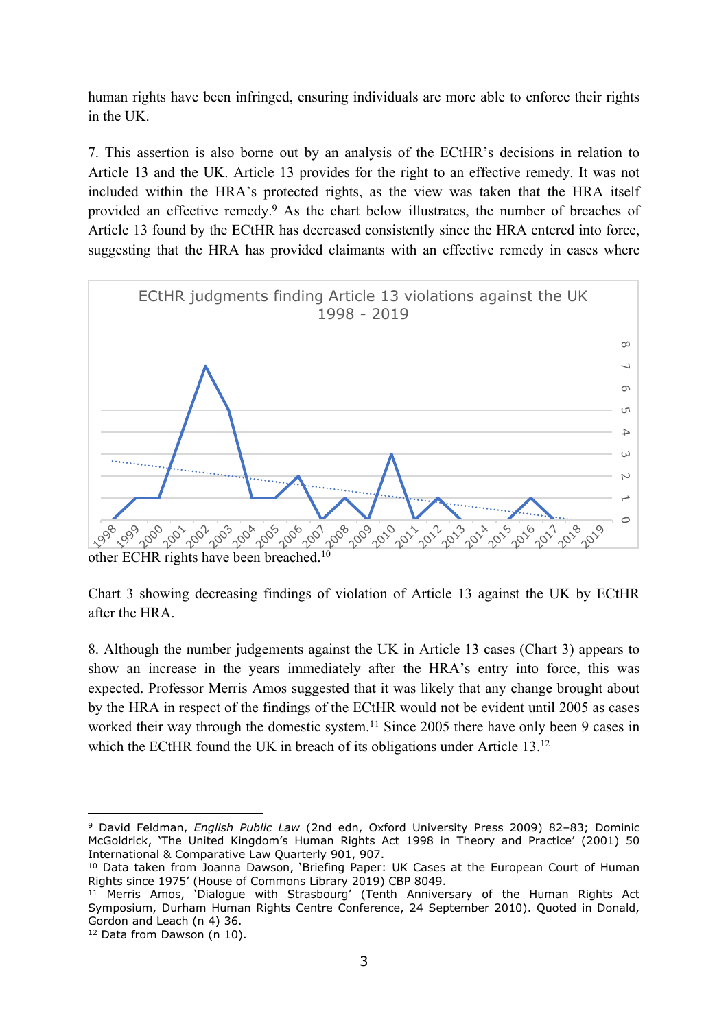human rights have been infringed, ensuring individuals are more able to enforce their rights in the UK.

7. This assertion is also borne out by an analysis of the ECtHR's decisions in relation to Article 13 and the UK. Article 13 provides for the right to an effective remedy. It was not included within the HRA's protected rights, as the view was taken that the HRA itself provided an effective remedy.[9] As the chart below illustrates, the number of breaches of Article 13 found by the ECtHR has decreased consistently since the HRA entered into force, suggesting that the HRA has provided claimants with an effective remedy in cases where other ECHR rights have been breached.[10]

ECtHR judgments finding Article 13 violations against the UK 1998 - 2019

Chart 3 showing decreasing findings of violation of Article 13 against the UK by ECtHR after the HRA.

8. Although the number judgements against the UK in Article 13 cases (Chart 3) appears to show an increase in the years immediately after the HRA's entry into force, this was expected. Professor Merris Amos suggested that it was likely that any change brought about by the HRA in respect of the findings of the ECtHR would not be evident until 2005 as cases worked their way through the domestic system.[11] Since 2005 there have only been 9 cases in which the ECtHR found the UK in breach of its obligations under Article 13.[12]

---

[9] David Feldman, *English Public Law* (2nd edn, Oxford University Press 2009) 82–83; Dominic McGoldrick, 'The United Kingdom's Human Rights Act 1998 in Theory and Practice' (2001) 50 International & Comparative Law Quarterly 901, 907.

[10] Data taken from Joanna Dawson, 'Briefing Paper: UK Cases at the European Court of Human Rights since 1975' (House of Commons Library 2019) CBP 8049.

[11] Merris Amos, 'Dialogue with Strasbourg' (Tenth Anniversary of the Human Rights Act Symposium, Durham Human Rights Centre Conference, 24 September 2010). Quoted in Donald, Gordon and Leach (n 4) 36.

[12] Data from Dawson (n 10).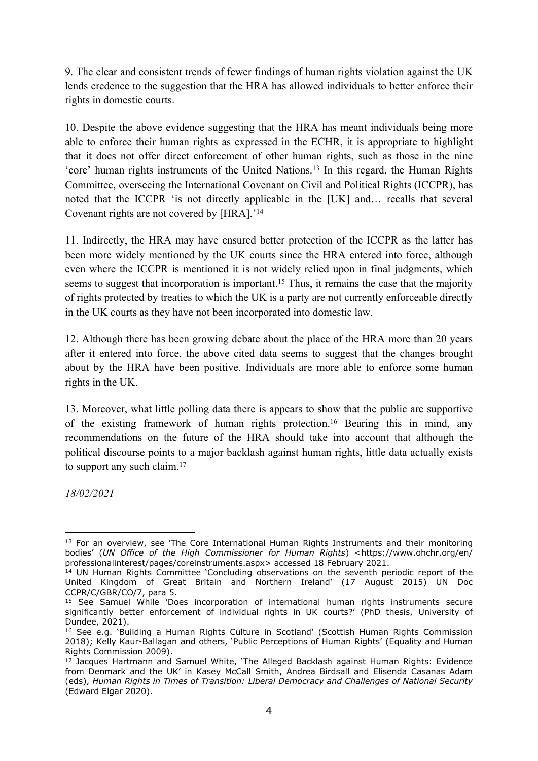9. The clear and consistent trends of fewer findings of human rights violation against the UK lends credence to the suggestion that the HRA has allowed individuals to better enforce their rights in domestic courts.

10. Despite the above evidence suggesting that the HRA has meant individuals being more able to enforce their human rights as expressed in the ECHR, it is appropriate to highlight that it does not offer direct enforcement of other human rights, such as those in the nine 'core' human rights instruments of the United Nations.[13] In this regard, the Human Rights Committee, overseeing the International Covenant on Civil and Political Rights (ICCPR), has noted that the ICCPR 'is not directly applicable in the [UK] and… recalls that several Covenant rights are not covered by [HRA].'[14]

11. Indirectly, the HRA may have ensured better protection of the ICCPR as the latter has been more widely mentioned by the UK courts since the HRA entered into force, although even where the ICCPR is mentioned it is not widely relied upon in final judgments, which seems to suggest that incorporation is important.[15] Thus, it remains the case that the majority of rights protected by treaties to which the UK is a party are not currently enforceable directly in the UK courts as they have not been incorporated into domestic law.

12. Although there has been growing debate about the place of the HRA more than 20 years after it entered into force, the above cited data seems to suggest that the changes brought about by the HRA have been positive. Individuals are more able to enforce some human rights in the UK.

13. Moreover, what little polling data there is appears to show that the public are supportive of the existing framework of human rights protection.[16] Bearing this in mind, any recommendations on the future of the HRA should take into account that although the political discourse points to a major backlash against human rights, little data actually exists to support any such claim.[17]

*18/02/2021*

---

[13] For an overview, see 'The Core International Human Rights Instruments and their monitoring bodies' (*UN Office of the High Commissioner for Human Rights*) <https://www.ohchr.org/en/professionalinterest/pages/coreinstruments.aspx> accessed 18 February 2021.

[14] UN Human Rights Committee 'Concluding observations on the seventh periodic report of the United Kingdom of Great Britain and Northern Ireland' (17 August 2015) UN Doc CCPR/C/GBR/CO/7, para 5.

[15] See Samuel While 'Does incorporation of international human rights instruments secure significantly better enforcement of individual rights in UK courts?' (PhD thesis, University of Dundee, 2021).

[16] See e.g. 'Building a Human Rights Culture in Scotland' (Scottish Human Rights Commission 2018); Kelly Kaur-Ballagan and others, 'Public Perceptions of Human Rights' (Equality and Human Rights Commission 2009).

[17] Jacques Hartmann and Samuel White, 'The Alleged Backlash against Human Rights: Evidence from Denmark and the UK' in Kasey McCall Smith, Andrea Birdsall and Elisenda Casanas Adam (eds), *Human Rights in Times of Transition: Liberal Democracy and Challenges of National Security* (Edward Elgar 2020).